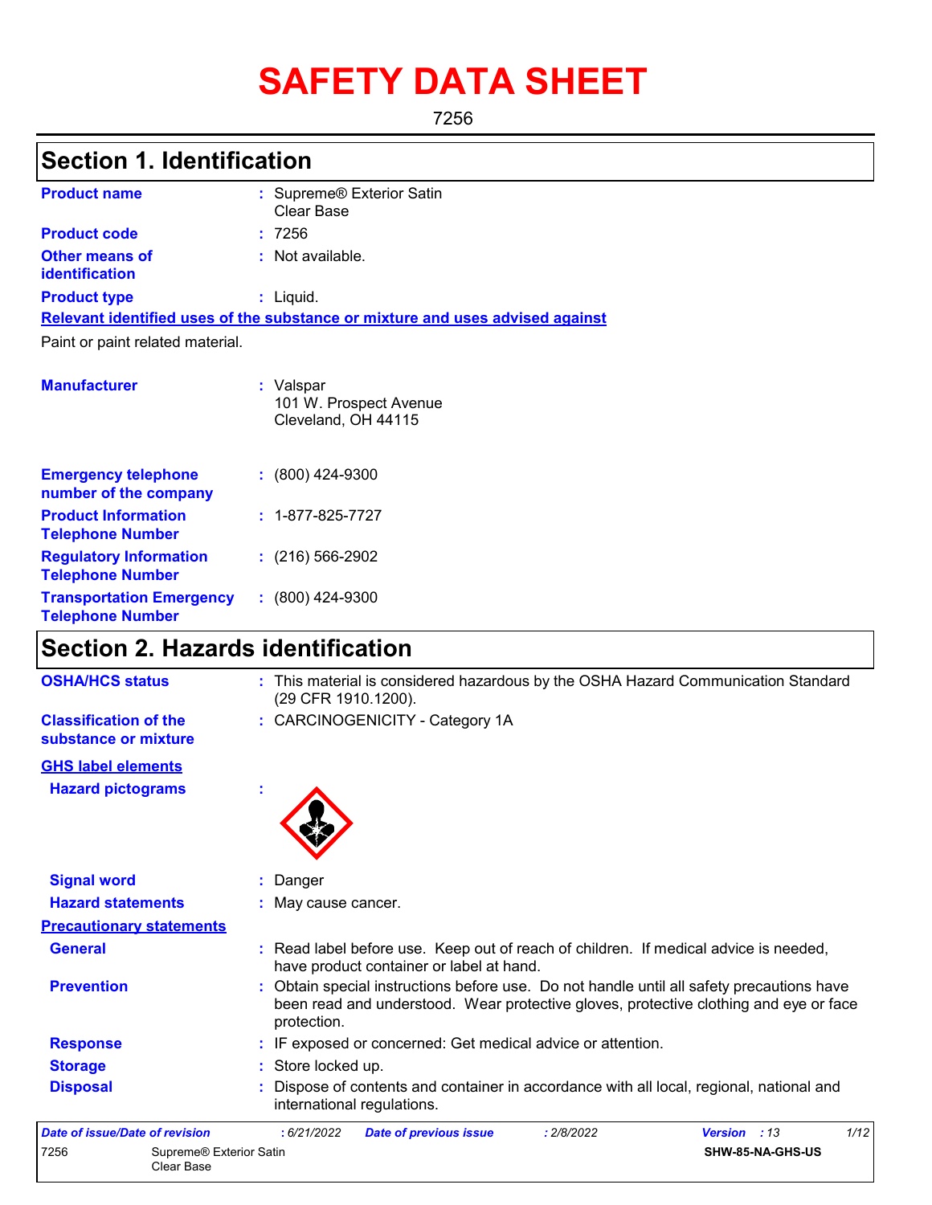# SAFETY DATA SHEET

7256

## Section 1. Identification

| | |
|---|---|
| **Product name** | : Supreme® Exterior Satin Clear Base |
| **Product code** | : 7256 |
| **Other means of identification** | : Not available. |
| **Product type** | : Liquid. |

**Relevant identified uses of the substance or mixture and uses advised against**

Paint or paint related material.

| | |
|---|---|
| **Manufacturer** | : Valspar<br>101 W. Prospect Avenue<br>Cleveland, OH 44115 |
| **Emergency telephone number of the company** | : (800) 424-9300 |
| **Product Information Telephone Number** | : 1-877-825-7727 |
| **Regulatory Information Telephone Number** | : (216) 566-2902 |
| **Transportation Emergency Telephone Number** | : (800) 424-9300 |

## Section 2. Hazards identification

| | |
|---|---|
| **OSHA/HCS status** | : This material is considered hazardous by the OSHA Hazard Communication Standard (29 CFR 1910.1200). |
| **Classification of the substance or mixture** | : CARCINOGENICITY - Category 1A |

**GHS label elements**

| | |
|---|---|
| **Hazard pictograms** | : |
| **Signal word** | : Danger |
| **Hazard statements** | : May cause cancer. |

**Precautionary statements**

| | |
|---|---|
| **General** | : Read label before use. Keep out of reach of children. If medical advice is needed, have product container or label at hand. |
| **Prevention** | : Obtain special instructions before use. Do not handle until all safety precautions have been read and understood. Wear protective gloves, protective clothing and eye or face protection. |
| **Response** | : IF exposed or concerned: Get medical advice or attention. |
| **Storage** | : Store locked up. |
| **Disposal** | : Dispose of contents and container in accordance with all local, regional, national and international regulations. |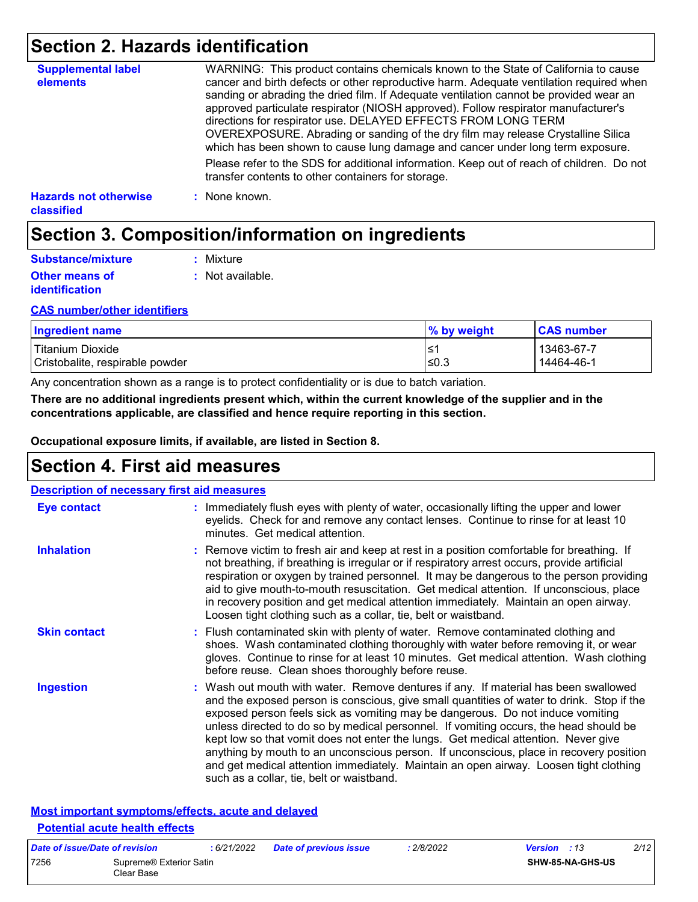## Section 2. Hazards identification

**Supplemental label elements**

WARNING: This product contains chemicals known to the State of California to cause cancer and birth defects or other reproductive harm. Adequate ventilation required when sanding or abrading the dried film. If Adequate ventilation cannot be provided wear an approved particulate respirator (NIOSH approved). Follow respirator manufacturer's directions for respirator use. DELAYED EFFECTS FROM LONG TERM OVEREXPOSURE. Abrading or sanding of the dry film may release Crystalline Silica which has been shown to cause lung damage and cancer under long term exposure.

Please refer to the SDS for additional information. Keep out of reach of children. Do not transfer contents to other containers for storage.

**Hazards not otherwise classified** : None known.

## Section 3. Composition/information on ingredients

**Substance/mixture** : Mixture

**Other means of identification** : Not available.

**CAS number/other identifiers**

| Ingredient name | % by weight | CAS number |
|---|---|---|
| Titanium Dioxide | ≤1 | 13463-67-7 |
| Cristobalite, respirable powder | ≤0.3 | 14464-46-1 |

Any concentration shown as a range is to protect confidentiality or is due to batch variation.

**There are no additional ingredients present which, within the current knowledge of the supplier and in the concentrations applicable, are classified and hence require reporting in this section.**

**Occupational exposure limits, if available, are listed in Section 8.**

## Section 4. First aid measures

**Description of necessary first aid measures**

**Eye contact** : Immediately flush eyes with plenty of water, occasionally lifting the upper and lower eyelids. Check for and remove any contact lenses. Continue to rinse for at least 10 minutes. Get medical attention.

**Inhalation** : Remove victim to fresh air and keep at rest in a position comfortable for breathing. If not breathing, if breathing is irregular or if respiratory arrest occurs, provide artificial respiration or oxygen by trained personnel. It may be dangerous to the person providing aid to give mouth-to-mouth resuscitation. Get medical attention. If unconscious, place in recovery position and get medical attention immediately. Maintain an open airway. Loosen tight clothing such as a collar, tie, belt or waistband.

**Skin contact** : Flush contaminated skin with plenty of water. Remove contaminated clothing and shoes. Wash contaminated clothing thoroughly with water before removing it, or wear gloves. Continue to rinse for at least 10 minutes. Get medical attention. Wash clothing before reuse. Clean shoes thoroughly before reuse.

**Ingestion** : Wash out mouth with water. Remove dentures if any. If material has been swallowed and the exposed person is conscious, give small quantities of water to drink. Stop if the exposed person feels sick as vomiting may be dangerous. Do not induce vomiting unless directed to do so by medical personnel. If vomiting occurs, the head should be kept low so that vomit does not enter the lungs. Get medical attention. Never give anything by mouth to an unconscious person. If unconscious, place in recovery position and get medical attention immediately. Maintain an open airway. Loosen tight clothing such as a collar, tie, belt or waistband.

**Most important symptoms/effects, acute and delayed**

**Potential acute health effects**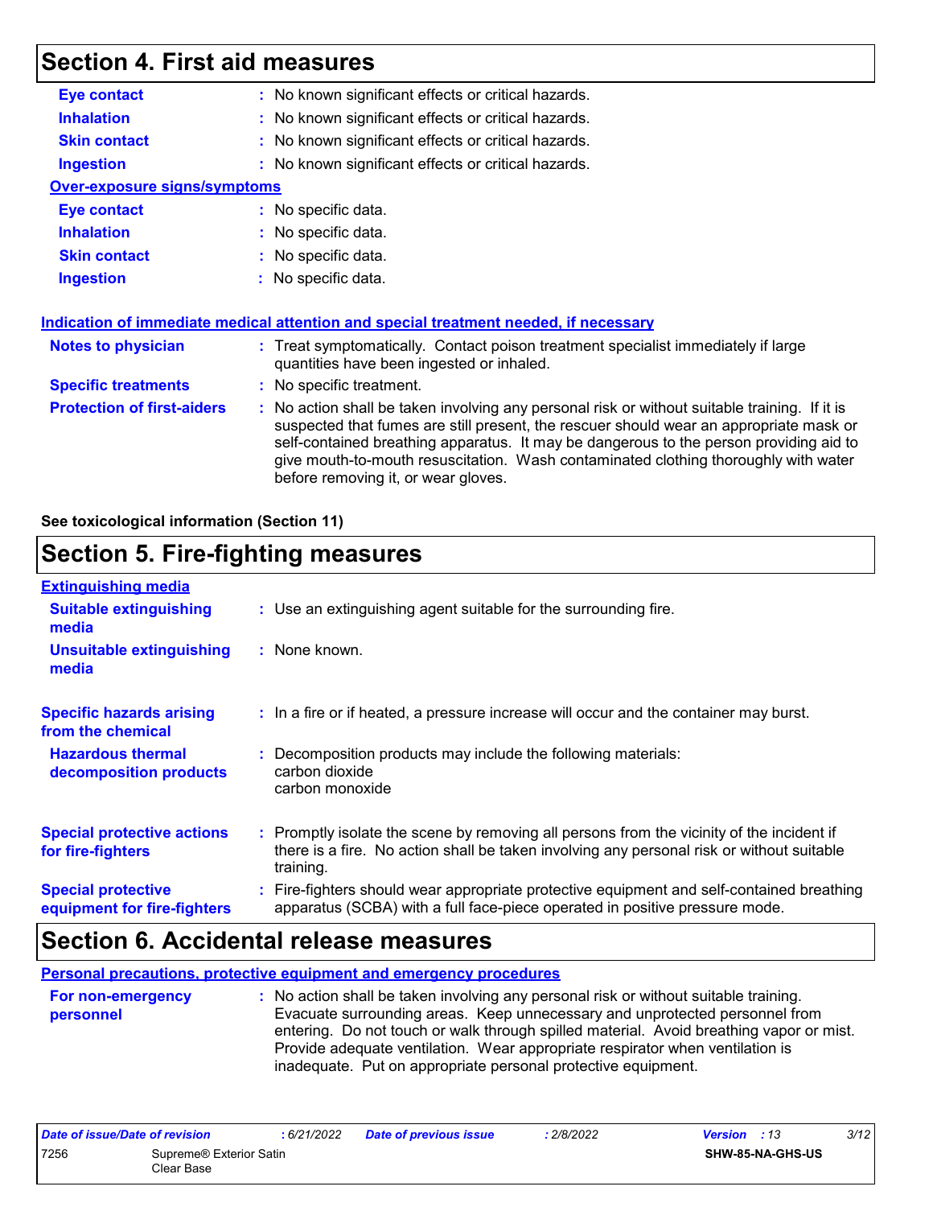## Section 4. First aid measures

**Eye contact** : No known significant effects or critical hazards.

**Inhalation** : No known significant effects or critical hazards.

**Skin contact** : No known significant effects or critical hazards.

**Ingestion** : No known significant effects or critical hazards.

**Over-exposure signs/symptoms**

**Eye contact** : No specific data.

**Inhalation** : No specific data.

**Skin contact** : No specific data.

**Ingestion** : No specific data.

**Indication of immediate medical attention and special treatment needed, if necessary**

**Notes to physician** : Treat symptomatically. Contact poison treatment specialist immediately if large quantities have been ingested or inhaled.

**Specific treatments** : No specific treatment.

**Protection of first-aiders** : No action shall be taken involving any personal risk or without suitable training. If it is suspected that fumes are still present, the rescuer should wear an appropriate mask or self-contained breathing apparatus. It may be dangerous to the person providing aid to give mouth-to-mouth resuscitation. Wash contaminated clothing thoroughly with water before removing it, or wear gloves.

**See toxicological information (Section 11)**

## Section 5. Fire-fighting measures

**Extinguishing media**

**Suitable extinguishing media** : Use an extinguishing agent suitable for the surrounding fire.

**Unsuitable extinguishing media** : None known.

**Specific hazards arising from the chemical** : In a fire or if heated, a pressure increase will occur and the container may burst.

**Hazardous thermal decomposition products** : Decomposition products may include the following materials:
carbon dioxide
carbon monoxide

**Special protective actions for fire-fighters** : Promptly isolate the scene by removing all persons from the vicinity of the incident if there is a fire. No action shall be taken involving any personal risk or without suitable training.

**Special protective equipment for fire-fighters** : Fire-fighters should wear appropriate protective equipment and self-contained breathing apparatus (SCBA) with a full face-piece operated in positive pressure mode.

## Section 6. Accidental release measures

**Personal precautions, protective equipment and emergency procedures**

**For non-emergency personnel** : No action shall be taken involving any personal risk or without suitable training. Evacuate surrounding areas. Keep unnecessary and unprotected personnel from entering. Do not touch or walk through spilled material. Avoid breathing vapor or mist. Provide adequate ventilation. Wear appropriate respirator when ventilation is inadequate. Put on appropriate personal protective equipment.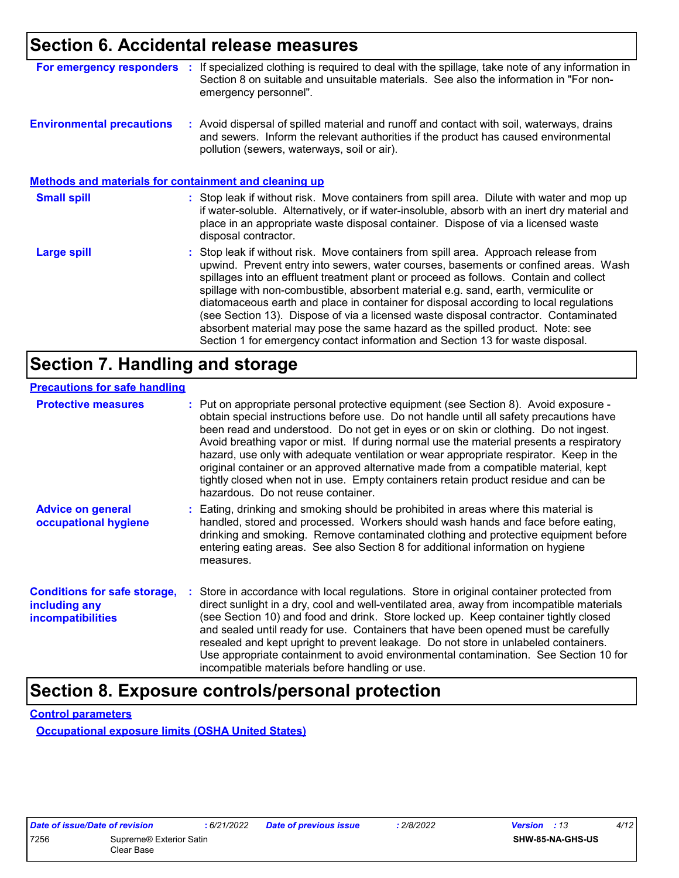## Section 6. Accidental release measures

**For emergency responders** : If specialized clothing is required to deal with the spillage, take note of any information in Section 8 on suitable and unsuitable materials. See also the information in "For non-emergency personnel".

**Environmental precautions** : Avoid dispersal of spilled material and runoff and contact with soil, waterways, drains and sewers. Inform the relevant authorities if the product has caused environmental pollution (sewers, waterways, soil or air).

### Methods and materials for containment and cleaning up

**Small spill** : Stop leak if without risk. Move containers from spill area. Dilute with water and mop up if water-soluble. Alternatively, or if water-insoluble, absorb with an inert dry material and place in an appropriate waste disposal container. Dispose of via a licensed waste disposal contractor.

**Large spill** : Stop leak if without risk. Move containers from spill area. Approach release from upwind. Prevent entry into sewers, water courses, basements or confined areas. Wash spillages into an effluent treatment plant or proceed as follows. Contain and collect spillage with non-combustible, absorbent material e.g. sand, earth, vermiculite or diatomaceous earth and place in container for disposal according to local regulations (see Section 13). Dispose of via a licensed waste disposal contractor. Contaminated absorbent material may pose the same hazard as the spilled product. Note: see Section 1 for emergency contact information and Section 13 for waste disposal.

## Section 7. Handling and storage

### Precautions for safe handling

**Protective measures** : Put on appropriate personal protective equipment (see Section 8). Avoid exposure - obtain special instructions before use. Do not handle until all safety precautions have been read and understood. Do not get in eyes or on skin or clothing. Do not ingest. Avoid breathing vapor or mist. If during normal use the material presents a respiratory hazard, use only with adequate ventilation or wear appropriate respirator. Keep in the original container or an approved alternative made from a compatible material, kept tightly closed when not in use. Empty containers retain product residue and can be hazardous. Do not reuse container.

**Advice on general occupational hygiene** : Eating, drinking and smoking should be prohibited in areas where this material is handled, stored and processed. Workers should wash hands and face before eating, drinking and smoking. Remove contaminated clothing and protective equipment before entering eating areas. See also Section 8 for additional information on hygiene measures.

**Conditions for safe storage, including any incompatibilities** : Store in accordance with local regulations. Store in original container protected from direct sunlight in a dry, cool and well-ventilated area, away from incompatible materials (see Section 10) and food and drink. Store locked up. Keep container tightly closed and sealed until ready for use. Containers that have been opened must be carefully resealed and kept upright to prevent leakage. Do not store in unlabeled containers. Use appropriate containment to avoid environmental contamination. See Section 10 for incompatible materials before handling or use.

## Section 8. Exposure controls/personal protection

### Control parameters

#### Occupational exposure limits (OSHA United States)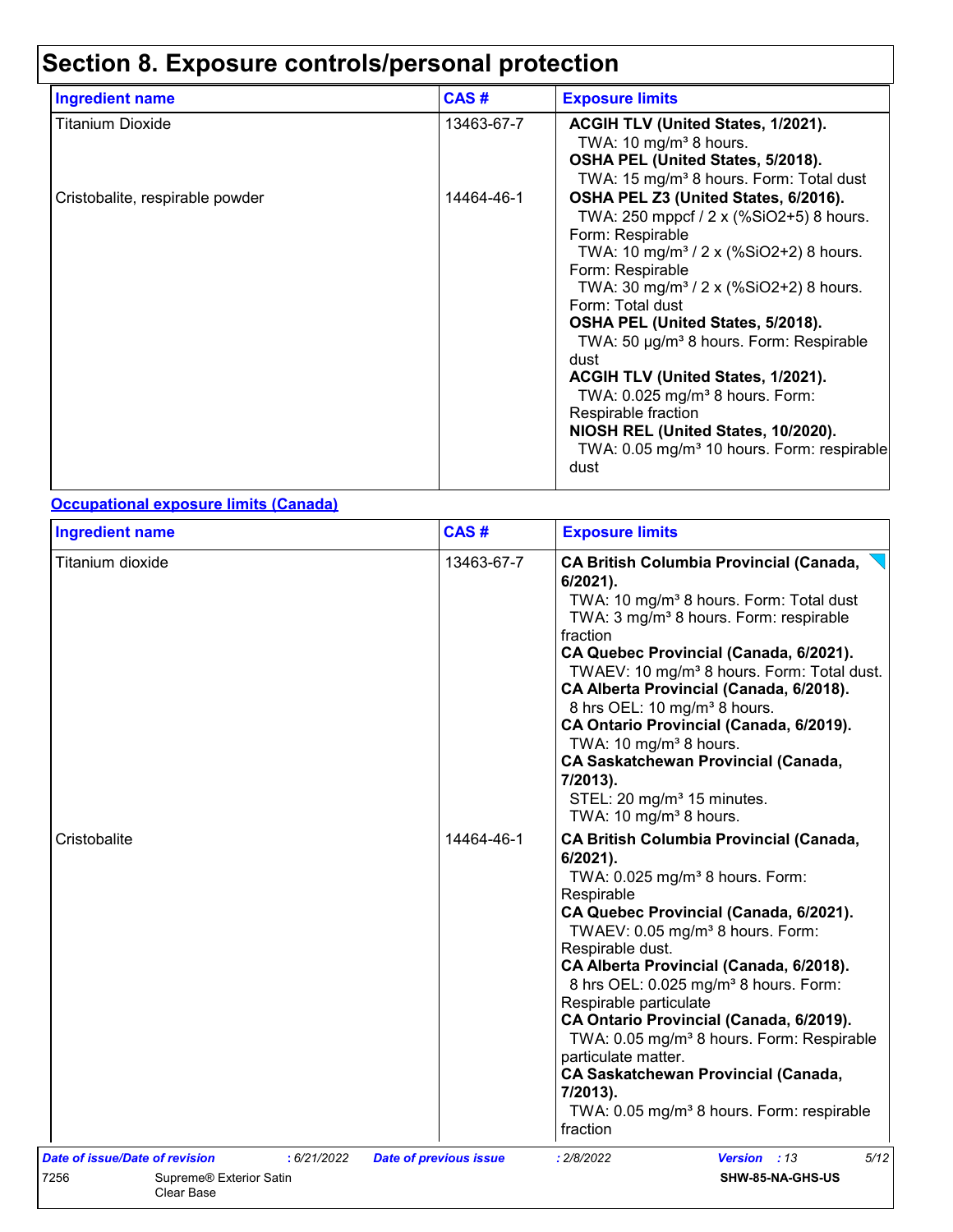# Section 8. Exposure controls/personal protection

| Ingredient name | CAS # | Exposure limits |
|---|---|---|
| Titanium Dioxide | 13463-67-7 | **ACGIH TLV (United States, 1/2021).**<br>TWA: 10 mg/m³ 8 hours.<br>**OSHA PEL (United States, 5/2018).**<br>TWA: 15 mg/m³ 8 hours. Form: Total dust |
| Cristobalite, respirable powder | 14464-46-1 | **OSHA PEL Z3 (United States, 6/2016).**<br>TWA: 250 mppcf / 2 x (%SiO2+5) 8 hours. Form: Respirable<br>TWA: 10 mg/m³ / 2 x (%SiO2+2) 8 hours. Form: Respirable<br>TWA: 30 mg/m³ / 2 x (%SiO2+2) 8 hours. Form: Total dust<br>**OSHA PEL (United States, 5/2018).**<br>TWA: 50 µg/m³ 8 hours. Form: Respirable dust<br>**ACGIH TLV (United States, 1/2021).**<br>TWA: 0.025 mg/m³ 8 hours. Form: Respirable fraction<br>**NIOSH REL (United States, 10/2020).**<br>TWA: 0.05 mg/m³ 10 hours. Form: respirable dust |

**Occupational exposure limits (Canada)**

| Ingredient name | CAS # | Exposure limits |
|---|---|---|
| Titanium dioxide | 13463-67-7 | **CA British Columbia Provincial (Canada, 6/2021).**<br>TWA: 10 mg/m³ 8 hours. Form: Total dust<br>TWA: 3 mg/m³ 8 hours. Form: respirable fraction<br>**CA Quebec Provincial (Canada, 6/2021).**<br>TWAEV: 10 mg/m³ 8 hours. Form: Total dust.<br>**CA Alberta Provincial (Canada, 6/2018).**<br>8 hrs OEL: 10 mg/m³ 8 hours.<br>**CA Ontario Provincial (Canada, 6/2019).**<br>TWA: 10 mg/m³ 8 hours.<br>**CA Saskatchewan Provincial (Canada, 7/2013).**<br>STEL: 20 mg/m³ 15 minutes.<br>TWA: 10 mg/m³ 8 hours. |
| Cristobalite | 14464-46-1 | **CA British Columbia Provincial (Canada, 6/2021).**<br>TWA: 0.025 mg/m³ 8 hours. Form: Respirable<br>**CA Quebec Provincial (Canada, 6/2021).**<br>TWAEV: 0.05 mg/m³ 8 hours. Form: Respirable dust.<br>**CA Alberta Provincial (Canada, 6/2018).**<br>8 hrs OEL: 0.025 mg/m³ 8 hours. Form: Respirable particulate<br>**CA Ontario Provincial (Canada, 6/2019).**<br>TWA: 0.05 mg/m³ 8 hours. Form: Respirable particulate matter.<br>**CA Saskatchewan Provincial (Canada, 7/2013).**<br>TWA: 0.05 mg/m³ 8 hours. Form: respirable fraction |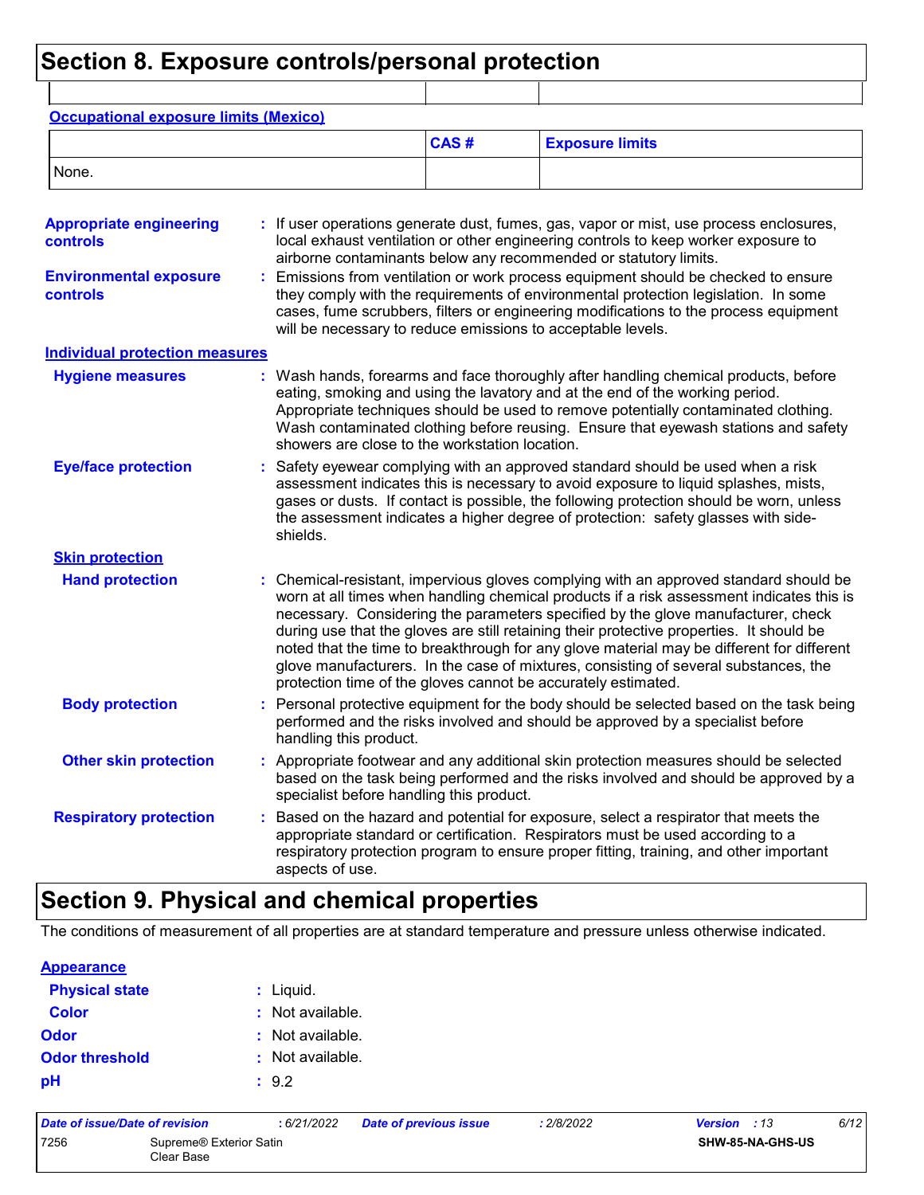# Section 8. Exposure controls/personal protection

**Occupational exposure limits (Mexico)**

| | CAS # | Exposure limits |
|---|---|---|
| None. | | |

**Appropriate engineering controls** : If user operations generate dust, fumes, gas, vapor or mist, use process enclosures, local exhaust ventilation or other engineering controls to keep worker exposure to airborne contaminants below any recommended or statutory limits.

**Environmental exposure controls** : Emissions from ventilation or work process equipment should be checked to ensure they comply with the requirements of environmental protection legislation. In some cases, fume scrubbers, filters or engineering modifications to the process equipment will be necessary to reduce emissions to acceptable levels.

**Individual protection measures**

**Hygiene measures** : Wash hands, forearms and face thoroughly after handling chemical products, before eating, smoking and using the lavatory and at the end of the working period. Appropriate techniques should be used to remove potentially contaminated clothing. Wash contaminated clothing before reusing. Ensure that eyewash stations and safety showers are close to the workstation location.

**Eye/face protection** : Safety eyewear complying with an approved standard should be used when a risk assessment indicates this is necessary to avoid exposure to liquid splashes, mists, gases or dusts. If contact is possible, the following protection should be worn, unless the assessment indicates a higher degree of protection: safety glasses with side-shields.

**Skin protection**

**Hand protection** : Chemical-resistant, impervious gloves complying with an approved standard should be worn at all times when handling chemical products if a risk assessment indicates this is necessary. Considering the parameters specified by the glove manufacturer, check during use that the gloves are still retaining their protective properties. It should be noted that the time to breakthrough for any glove material may be different for different glove manufacturers. In the case of mixtures, consisting of several substances, the protection time of the gloves cannot be accurately estimated.

**Body protection** : Personal protective equipment for the body should be selected based on the task being performed and the risks involved and should be approved by a specialist before handling this product.

**Other skin protection** : Appropriate footwear and any additional skin protection measures should be selected based on the task being performed and the risks involved and should be approved by a specialist before handling this product.

**Respiratory protection** : Based on the hazard and potential for exposure, select a respirator that meets the appropriate standard or certification. Respirators must be used according to a respiratory protection program to ensure proper fitting, training, and other important aspects of use.

# Section 9. Physical and chemical properties

The conditions of measurement of all properties are at standard temperature and pressure unless otherwise indicated.

**Appearance**

**Physical state** : Liquid.

**Color** : Not available.

**Odor** : Not available.

**Odor threshold** : Not available.

**pH** : 9.2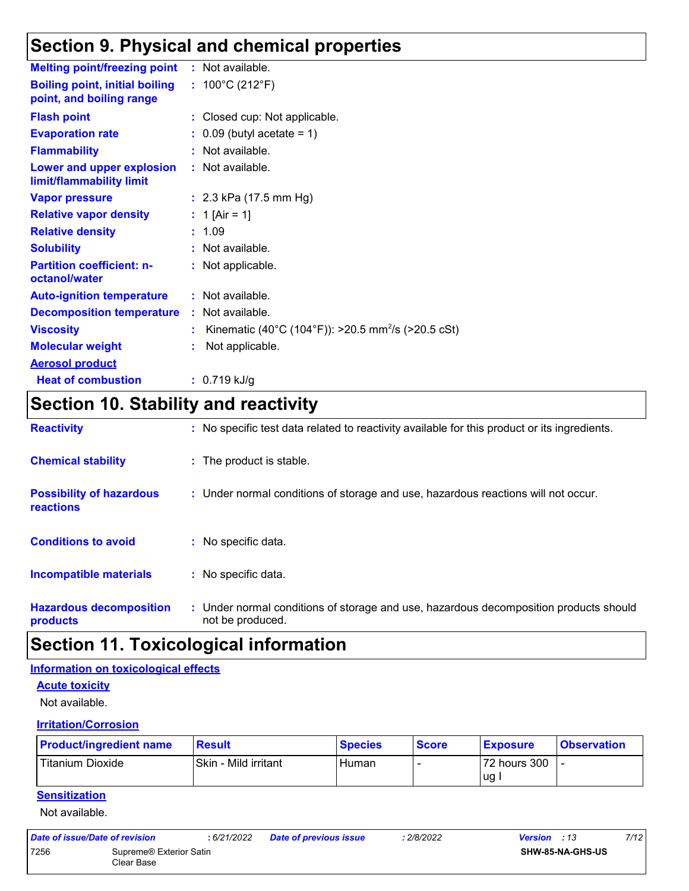## Section 9. Physical and chemical properties

| | |
|---|---|
| **Melting point/freezing point** | : Not available. |
| **Boiling point, initial boiling point, and boiling range** | : 100°C (212°F) |
| **Flash point** | : Closed cup: Not applicable. |
| **Evaporation rate** | : 0.09 (butyl acetate = 1) |
| **Flammability** | : Not available. |
| **Lower and upper explosion limit/flammability limit** | : Not available. |
| **Vapor pressure** | : 2.3 kPa (17.5 mm Hg) |
| **Relative vapor density** | : 1 [Air = 1] |
| **Relative density** | : 1.09 |
| **Solubility** | : Not available. |
| **Partition coefficient: n-octanol/water** | : Not applicable. |
| **Auto-ignition temperature** | : Not available. |
| **Decomposition temperature** | : Not available. |
| **Viscosity** | : Kinematic (40°C (104°F)): >20.5 $mm^2/s$ (>20.5 cSt) |
| **Molecular weight** | : Not applicable. |

**Aerosol product**

| | |
|---|---|
| **Heat of combustion** | : 0.719 kJ/g |

## Section 10. Stability and reactivity

| | |
|---|---|
| **Reactivity** | : No specific test data related to reactivity available for this product or its ingredients. |
| **Chemical stability** | : The product is stable. |
| **Possibility of hazardous reactions** | : Under normal conditions of storage and use, hazardous reactions will not occur. |
| **Conditions to avoid** | : No specific data. |
| **Incompatible materials** | : No specific data. |
| **Hazardous decomposition products** | : Under normal conditions of storage and use, hazardous decomposition products should not be produced. |

## Section 11. Toxicological information

**Information on toxicological effects**

**Acute toxicity**

Not available.

**Irritation/Corrosion**

| Product/ingredient name | Result | Species | Score | Exposure | Observation |
|---|---|---|---|---|---|
| Titanium Dioxide | Skin - Mild irritant | Human | - | 72 hours 300 ug I | - |

**Sensitization**

Not available.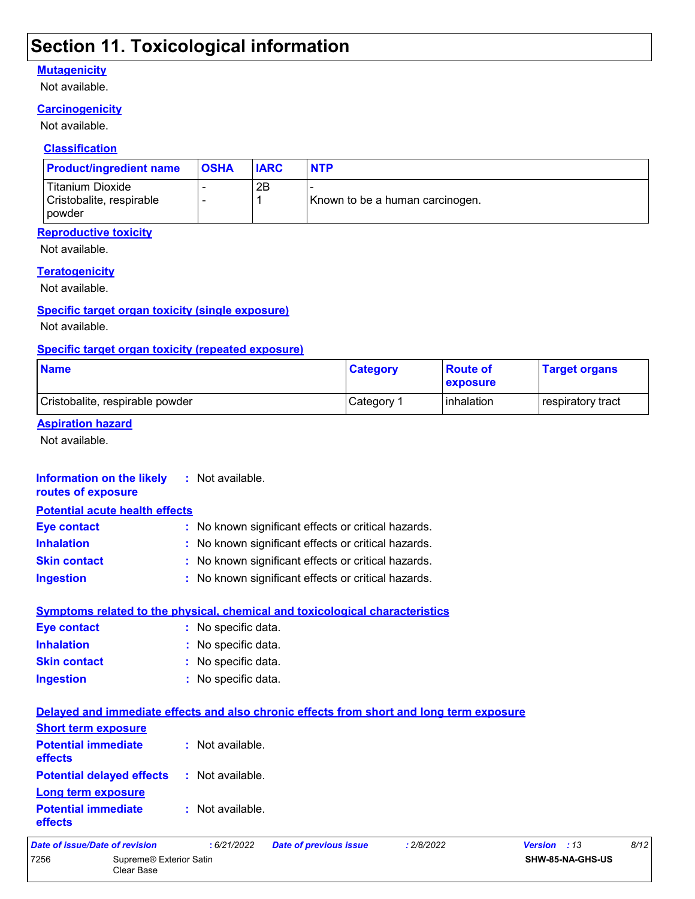# Section 11. Toxicological information

**Mutagenicity**

Not available.

**Carcinogenicity**

Not available.

**Classification**

| Product/ingredient name | OSHA | IARC | NTP |
|---|---|---|---|
| Titanium Dioxide | - | 2B | - |
| Cristobalite, respirable powder | - | 1 | Known to be a human carcinogen. |

**Reproductive toxicity**

Not available.

**Teratogenicity**

Not available.

**Specific target organ toxicity (single exposure)**

Not available.

**Specific target organ toxicity (repeated exposure)**

| Name | Category | Route of exposure | Target organs |
|---|---|---|---|
| Cristobalite, respirable powder | Category 1 | inhalation | respiratory tract |

**Aspiration hazard**

Not available.

**Information on the likely routes of exposure** : Not available.

**Potential acute health effects**

**Eye contact** : No known significant effects or critical hazards.

**Inhalation** : No known significant effects or critical hazards.

**Skin contact** : No known significant effects or critical hazards.

**Ingestion** : No known significant effects or critical hazards.

**Symptoms related to the physical, chemical and toxicological characteristics**

**Eye contact** : No specific data.

**Inhalation** : No specific data.

**Skin contact** : No specific data.

**Ingestion** : No specific data.

**Delayed and immediate effects and also chronic effects from short and long term exposure**

**Short term exposure**

**Potential immediate effects** : Not available.

**Potential delayed effects** : Not available.

**Long term exposure**

**Potential immediate effects** : Not available.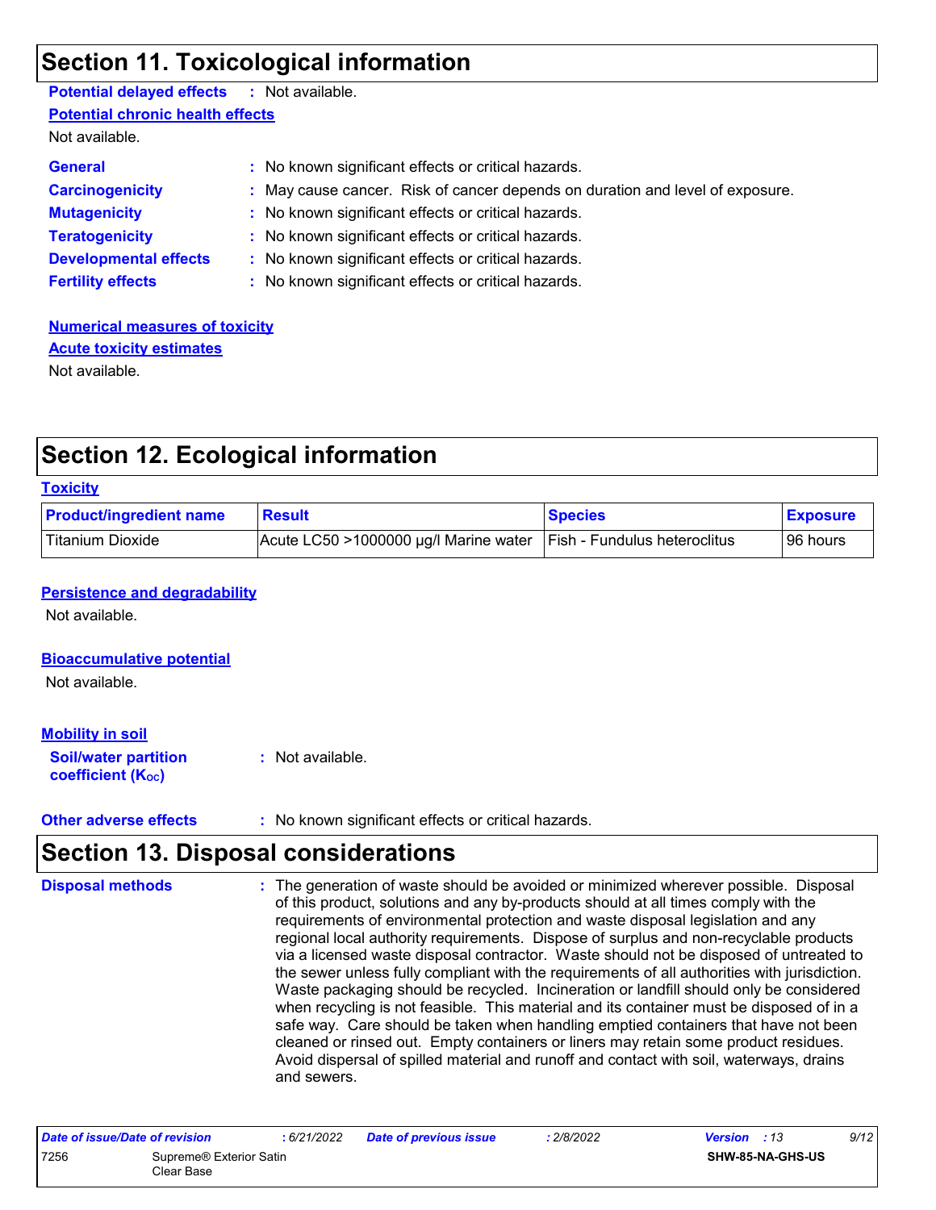## Section 11. Toxicological information

**Potential delayed effects** : Not available.

**Potential chronic health effects**

Not available.

**General** : No known significant effects or critical hazards.

**Carcinogenicity** : May cause cancer. Risk of cancer depends on duration and level of exposure.

**Mutagenicity** : No known significant effects or critical hazards.

**Teratogenicity** : No known significant effects or critical hazards.

**Developmental effects** : No known significant effects or critical hazards.

**Fertility effects** : No known significant effects or critical hazards.

**Numerical measures of toxicity**

**Acute toxicity estimates**

Not available.

## Section 12. Ecological information

**Toxicity**

| Product/ingredient name | Result | Species | Exposure |
|---|---|---|---|
| Titanium Dioxide | Acute LC50 >1000000 µg/l Marine water | Fish - Fundulus heteroclitus | 96 hours |

**Persistence and degradability**

Not available.

**Bioaccumulative potential**

Not available.

**Mobility in soil**

**Soil/water partition coefficient ($K_{OC}$)** : Not available.

**Other adverse effects** : No known significant effects or critical hazards.

## Section 13. Disposal considerations

**Disposal methods** : The generation of waste should be avoided or minimized wherever possible. Disposal of this product, solutions and any by-products should at all times comply with the requirements of environmental protection and waste disposal legislation and any regional local authority requirements. Dispose of surplus and non-recyclable products via a licensed waste disposal contractor. Waste should not be disposed of untreated to the sewer unless fully compliant with the requirements of all authorities with jurisdiction. Waste packaging should be recycled. Incineration or landfill should only be considered when recycling is not feasible. This material and its container must be disposed of in a safe way. Care should be taken when handling emptied containers that have not been cleaned or rinsed out. Empty containers or liners may retain some product residues. Avoid dispersal of spilled material and runoff and contact with soil, waterways, drains and sewers.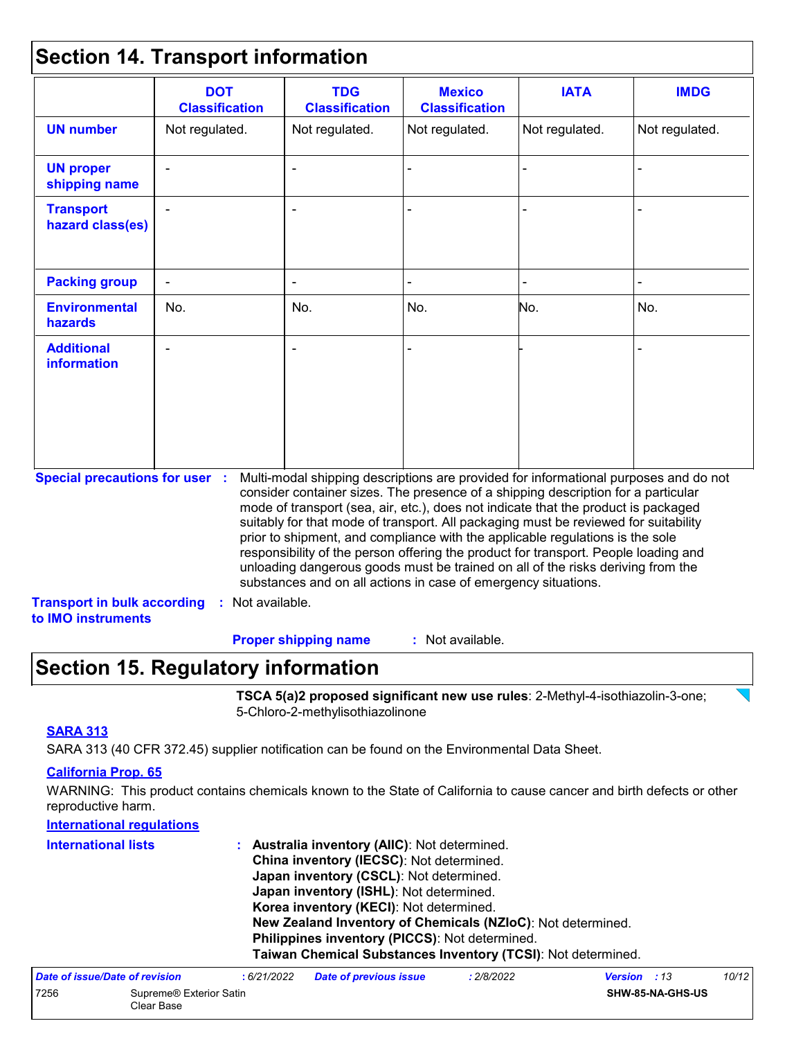## Section 14. Transport information

| | DOT Classification | TDG Classification | Mexico Classification | IATA | IMDG |
|---|---|---|---|---|---|
| UN number | Not regulated. | Not regulated. | Not regulated. | Not regulated. | Not regulated. |
| UN proper shipping name | - | - | - | - | - |
| Transport hazard class(es) | - | - | - | - | - |
| Packing group | - | - | - | - | - |
| Environmental hazards | No. | No. | No. | No. | No. |
| Additional information | - | - | - | - | - |

**Special precautions for user** : Multi-modal shipping descriptions are provided for informational purposes and do not consider container sizes. The presence of a shipping description for a particular mode of transport (sea, air, etc.), does not indicate that the product is packaged suitably for that mode of transport. All packaging must be reviewed for suitability prior to shipment, and compliance with the applicable regulations is the sole responsibility of the person offering the product for transport. People loading and unloading dangerous goods must be trained on all of the risks deriving from the substances and on all actions in case of emergency situations.

**Transport in bulk according to IMO instruments** : Not available.

**Proper shipping name** : Not available.

## Section 15. Regulatory information

**TSCA 5(a)2 proposed significant new use rules**: 2-Methyl-4-isothiazolin-3-one; 5-Chloro-2-methylisothiazolinone

**SARA 313**

SARA 313 (40 CFR 372.45) supplier notification can be found on the Environmental Data Sheet.

**California Prop. 65**

WARNING: This product contains chemicals known to the State of California to cause cancer and birth defects or other reproductive harm.

**International regulations**

**International lists** :
**Australia inventory (AIIC)**: Not determined.
**China inventory (IECSC)**: Not determined.
**Japan inventory (CSCL)**: Not determined.
**Japan inventory (ISHL)**: Not determined.
**Korea inventory (KECI)**: Not determined.
**New Zealand Inventory of Chemicals (NZIoC)**: Not determined.
**Philippines inventory (PICCS)**: Not determined.
**Taiwan Chemical Substances Inventory (TCSI)**: Not determined.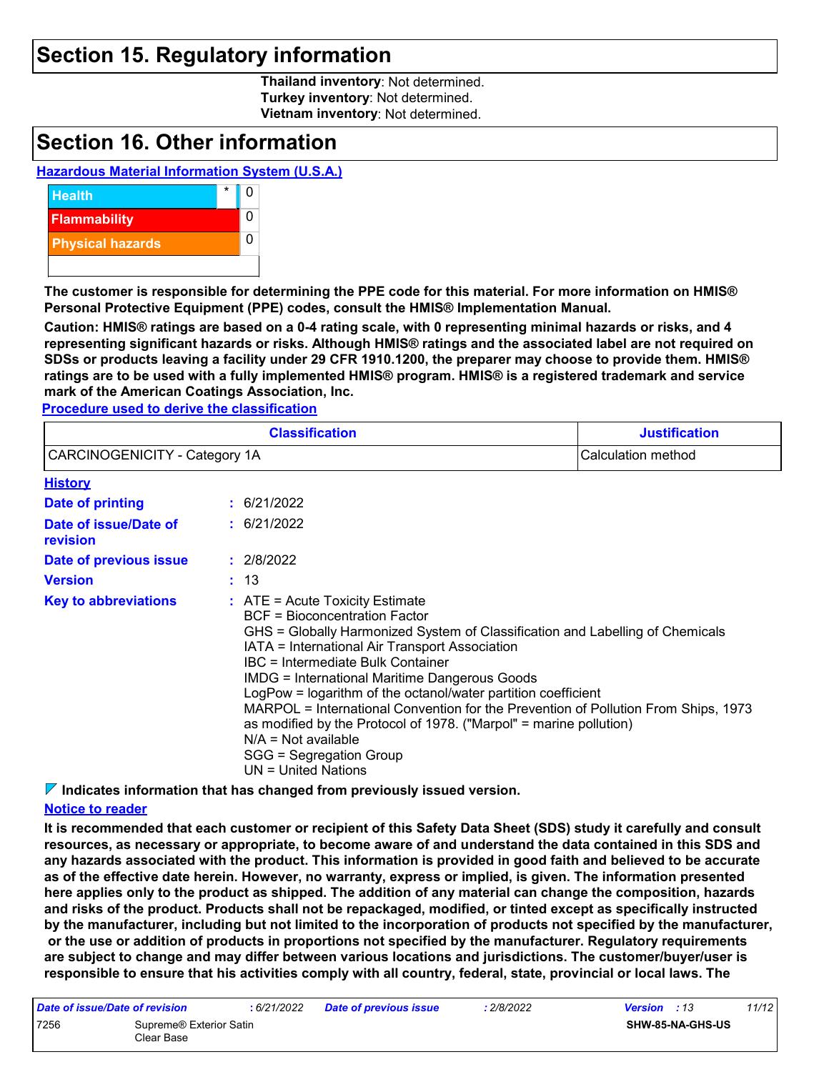## Section 15. Regulatory information

**Thailand inventory**: Not determined.
**Turkey inventory**: Not determined.
**Vietnam inventory**: Not determined.

## Section 16. Other information

**Hazardous Material Information System (U.S.A.)**

| | | |
|---|---|---|
| Health | * | 0 |
| Flammability | | 0 |
| Physical hazards | | 0 |

**The customer is responsible for determining the PPE code for this material. For more information on HMIS® Personal Protective Equipment (PPE) codes, consult the HMIS® Implementation Manual.**

**Caution: HMIS® ratings are based on a 0-4 rating scale, with 0 representing minimal hazards or risks, and 4 representing significant hazards or risks. Although HMIS® ratings and the associated label are not required on SDSs or products leaving a facility under 29 CFR 1910.1200, the preparer may choose to provide them. HMIS® ratings are to be used with a fully implemented HMIS® program. HMIS® is a registered trademark and service mark of the American Coatings Association, Inc.**

**Procedure used to derive the classification**

| Classification | Justification |
|---|---|
| CARCINOGENICITY - Category 1A | Calculation method |

**History**

**Date of printing** : 6/21/2022

**Date of issue/Date of revision** : 6/21/2022

**Date of previous issue** : 2/8/2022

**Version** : 13

**Key to abbreviations** :
- ATE = Acute Toxicity Estimate
- BCF = Bioconcentration Factor
- GHS = Globally Harmonized System of Classification and Labelling of Chemicals
- IATA = International Air Transport Association
- IBC = Intermediate Bulk Container
- IMDG = International Maritime Dangerous Goods
- LogPow = logarithm of the octanol/water partition coefficient
- MARPOL = International Convention for the Prevention of Pollution From Ships, 1973 as modified by the Protocol of 1978. ("Marpol" = marine pollution)
- N/A = Not available
- SGG = Segregation Group
- UN = United Nations

**Indicates information that has changed from previously issued version.**

**Notice to reader**

**It is recommended that each customer or recipient of this Safety Data Sheet (SDS) study it carefully and consult resources, as necessary or appropriate, to become aware of and understand the data contained in this SDS and any hazards associated with the product. This information is provided in good faith and believed to be accurate as of the effective date herein. However, no warranty, express or implied, is given. The information presented here applies only to the product as shipped. The addition of any material can change the composition, hazards and risks of the product. Products shall not be repackaged, modified, or tinted except as specifically instructed by the manufacturer, including but not limited to the incorporation of products not specified by the manufacturer, or the use or addition of products in proportions not specified by the manufacturer. Regulatory requirements are subject to change and may differ between various locations and jurisdictions. The customer/buyer/user is responsible to ensure that his activities comply with all country, federal, state, provincial or local laws. The**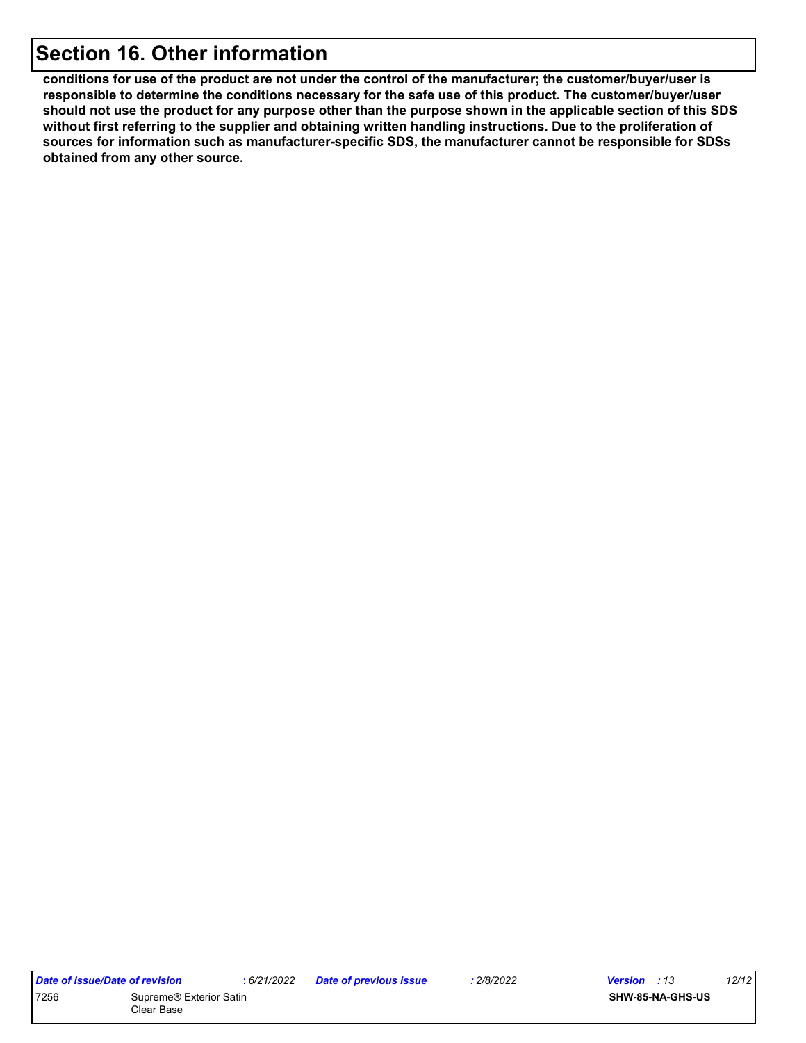# Section 16. Other information

**conditions for use of the product are not under the control of the manufacturer; the customer/buyer/user is responsible to determine the conditions necessary for the safe use of this product. The customer/buyer/user should not use the product for any purpose other than the purpose shown in the applicable section of this SDS without first referring to the supplier and obtaining written handling instructions. Due to the proliferation of sources for information such as manufacturer-specific SDS, the manufacturer cannot be responsible for SDSs obtained from any other source.**